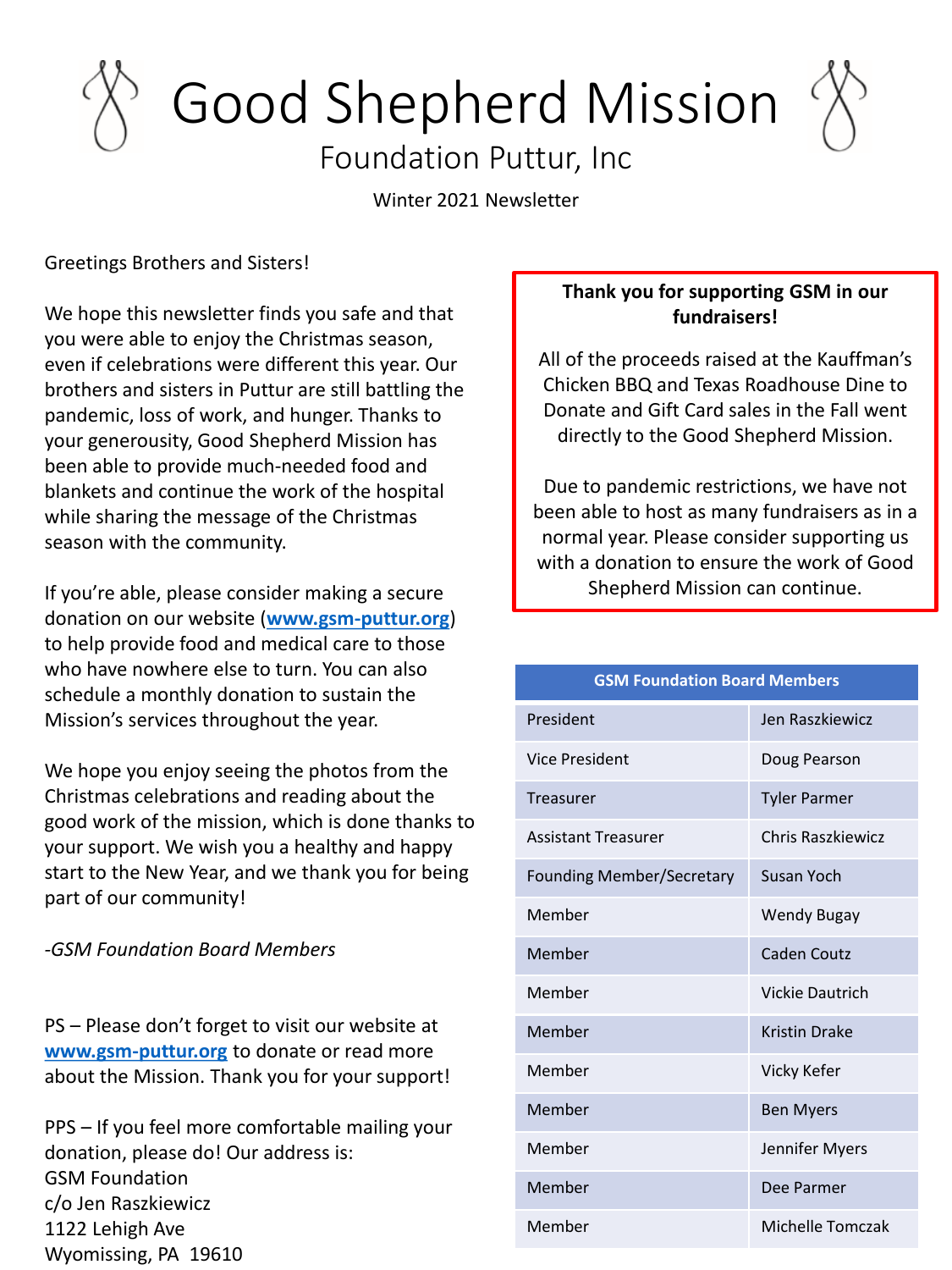# Good Shepherd Mission

## Foundation Puttur, Inc

Winter 2021 Newsletter

Greetings Brothers and Sisters!

We hope this newsletter finds you safe and that you were able to enjoy the Christmas season, even if celebrations were different this year. Our brothers and sisters in Puttur are still battling the pandemic, loss of work, and hunger. Thanks to your generousity, Good Shepherd Mission has been able to provide much-needed food and blankets and continue the work of the hospital while sharing the message of the Christmas season with the community.

If you're able, please consider making a secure donation on our website (**[www.gsm-puttur.org](http://www.gsm-puttur.org)**) to help provide food and medical care to those who have nowhere else to turn. You can also schedule a monthly donation to sustain the Mission's services throughout the year.

We hope you enjoy seeing the photos from the Christmas celebrations and reading about the good work of the mission, which is done thanks to your support. We wish you a healthy and happy start to the New Year, and we thank you for being part of our community!

*-GSM Foundation Board Members*

PS – Please don't forget to visit our website at **[www.gsm-puttur.org](http://www.gsm-puttur.org)** to donate or read more about the Mission. Thank you for your support!

PPS – If you feel more comfortable mailing your donation, please do! Our address is:
GSM Foundation
c/o Jen Raszkiewicz
1122 Lehigh Ave
Wyomissing, PA 19610

**Thank you for supporting GSM in our fundraisers!**

All of the proceeds raised at the Kauffman's Chicken BBQ and Texas Roadhouse Dine to Donate and Gift Card sales in the Fall went directly to the Good Shepherd Mission.

Due to pandemic restrictions, we have not been able to host as many fundraisers as in a normal year. Please consider supporting us with a donation to ensure the work of Good Shepherd Mission can continue.

| GSM Foundation Board Members | |
|---|---|
| President | Jen Raszkiewicz |
| Vice President | Doug Pearson |
| Treasurer | Tyler Parmer |
| Assistant Treasurer | Chris Raszkiewicz |
| Founding Member/Secretary | Susan Yoch |
| Member | Wendy Bugay |
| Member | Caden Coutz |
| Member | Vickie Dautrich |
| Member | Kristin Drake |
| Member | Vicky Kefer |
| Member | Ben Myers |
| Member | Jennifer Myers |
| Member | Dee Parmer |
| Member | Michelle Tomczak |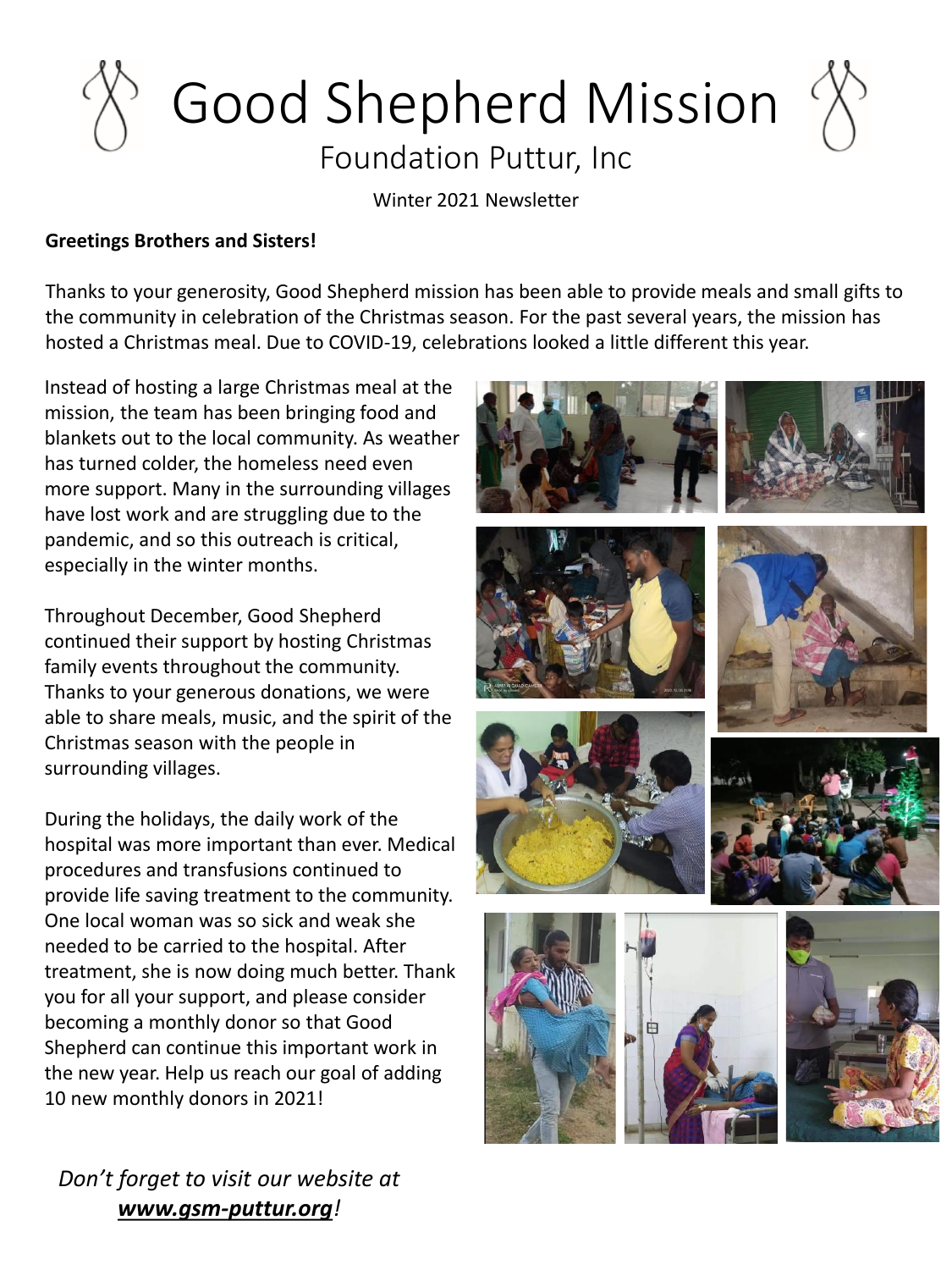# Good Shepherd Mission

## Foundation Puttur, Inc

Winter 2021 Newsletter

**Greetings Brothers and Sisters!**

Thanks to your generosity, Good Shepherd mission has been able to provide meals and small gifts to the community in celebration of the Christmas season. For the past several years, the mission has hosted a Christmas meal. Due to COVID-19, celebrations looked a little different this year.

Instead of hosting a large Christmas meal at the mission, the team has been bringing food and blankets out to the local community. As weather has turned colder, the homeless need even more support. Many in the surrounding villages have lost work and are struggling due to the pandemic, and so this outreach is critical, especially in the winter months.

Throughout December, Good Shepherd continued their support by hosting Christmas family events throughout the community. Thanks to your generous donations, we were able to share meals, music, and the spirit of the Christmas season with the people in surrounding villages.

During the holidays, the daily work of the hospital was more important than ever. Medical procedures and transfusions continued to provide life saving treatment to the community. One local woman was so sick and weak she needed to be carried to the hospital. After treatment, she is now doing much better. Thank you for all your support, and please consider becoming a monthly donor so that Good Shepherd can continue this important work in the new year. Help us reach our goal of adding 10 new monthly donors in 2021!

*Don't forget to visit our website at* ***www.gsm-puttur.org****!*